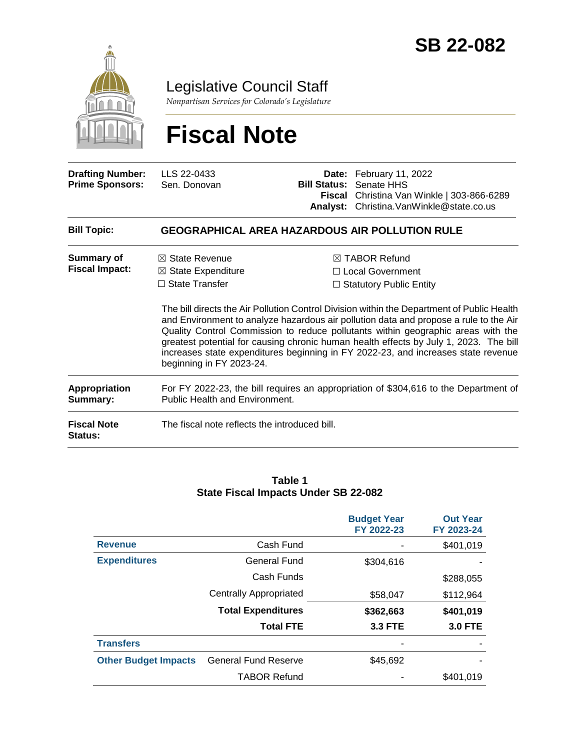# SB 22-082

Legislative Council Staff

*Nonpartisan Services for Colorado's Legislature*

# Fiscal Note

| | | | |
|---|---|---|---|
| **Drafting Number:** | LLS 22-0433 | **Date:** | February 11, 2022 |
| **Prime Sponsors:** | Sen. Donovan | **Bill Status:** | Senate HHS |
| | | **Fiscal Analyst:** | Christina Van Winkle \| 303-866-6289 Christina.VanWinkle@state.co.us |

**Bill Topic:** **GEOGRAPHICAL AREA HAZARDOUS AIR POLLUTION RULE**

**Summary of Fiscal Impact:**

- ☒ State Revenue
- ☒ State Expenditure
- ☐ State Transfer
- ☒ TABOR Refund
- ☐ Local Government
- ☐ Statutory Public Entity

The bill directs the Air Pollution Control Division within the Department of Public Health and Environment to analyze hazardous air pollution data and propose a rule to the Air Quality Control Commission to reduce pollutants within geographic areas with the greatest potential for causing chronic human health effects by July 1, 2023. The bill increases state expenditures beginning in FY 2022-23, and increases state revenue beginning in FY 2023-24.

**Appropriation Summary:** For FY 2022-23, the bill requires an appropriation of $304,616 to the Department of Public Health and Environment.

**Fiscal Note Status:** The fiscal note reflects the introduced bill.

**Table 1**
**State Fiscal Impacts Under SB 22-082**

| | | Budget Year FY 2022-23 | Out Year FY 2023-24 |
|---|---|---|---|
| **Revenue** | Cash Fund | - | $401,019 |
| **Expenditures** | General Fund | $304,616 | - |
| | Cash Funds | | $288,055 |
| | Centrally Appropriated | $58,047 | $112,964 |
| | **Total Expenditures** | **$362,663** | **$401,019** |
| | **Total FTE** | **3.3 FTE** | **3.0 FTE** |
| **Transfers** | | - | - |
| **Other Budget Impacts** | General Fund Reserve | $45,692 | - |
| | TABOR Refund | - | $401,019 |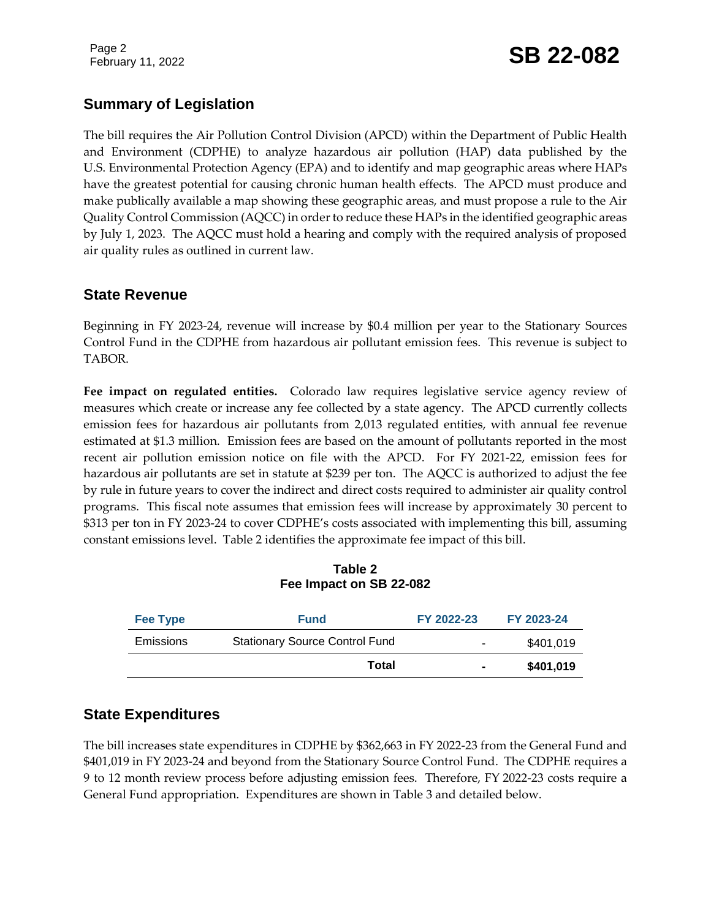## Summary of Legislation

The bill requires the Air Pollution Control Division (APCD) within the Department of Public Health and Environment (CDPHE) to analyze hazardous air pollution (HAP) data published by the U.S. Environmental Protection Agency (EPA) and to identify and map geographic areas where HAPs have the greatest potential for causing chronic human health effects. The APCD must produce and make publically available a map showing these geographic areas, and must propose a rule to the Air Quality Control Commission (AQCC) in order to reduce these HAPs in the identified geographic areas by July 1, 2023. The AQCC must hold a hearing and comply with the required analysis of proposed air quality rules as outlined in current law.

## State Revenue

Beginning in FY 2023-24, revenue will increase by $0.4 million per year to the Stationary Sources Control Fund in the CDPHE from hazardous air pollutant emission fees. This revenue is subject to TABOR.

**Fee impact on regulated entities.** Colorado law requires legislative service agency review of measures which create or increase any fee collected by a state agency. The APCD currently collects emission fees for hazardous air pollutants from 2,013 regulated entities, with annual fee revenue estimated at $1.3 million. Emission fees are based on the amount of pollutants reported in the most recent air pollution emission notice on file with the APCD. For FY 2021-22, emission fees for hazardous air pollutants are set in statute at $239 per ton. The AQCC is authorized to adjust the fee by rule in future years to cover the indirect and direct costs required to administer air quality control programs. This fiscal note assumes that emission fees will increase by approximately 30 percent to $313 per ton in FY 2023-24 to cover CDPHE's costs associated with implementing this bill, assuming constant emissions level. Table 2 identifies the approximate fee impact of this bill.

**Table 2**
**Fee Impact on SB 22-082**

| Fee Type | Fund | FY 2022-23 | FY 2023-24 |
|---|---|---|---|
| Emissions | Stationary Source Control Fund | - | $401,019 |
| | **Total** | **-** | **$401,019** |

## State Expenditures

The bill increases state expenditures in CDPHE by $362,663 in FY 2022-23 from the General Fund and $401,019 in FY 2023-24 and beyond from the Stationary Source Control Fund. The CDPHE requires a 9 to 12 month review process before adjusting emission fees. Therefore, FY 2022-23 costs require a General Fund appropriation. Expenditures are shown in Table 3 and detailed below.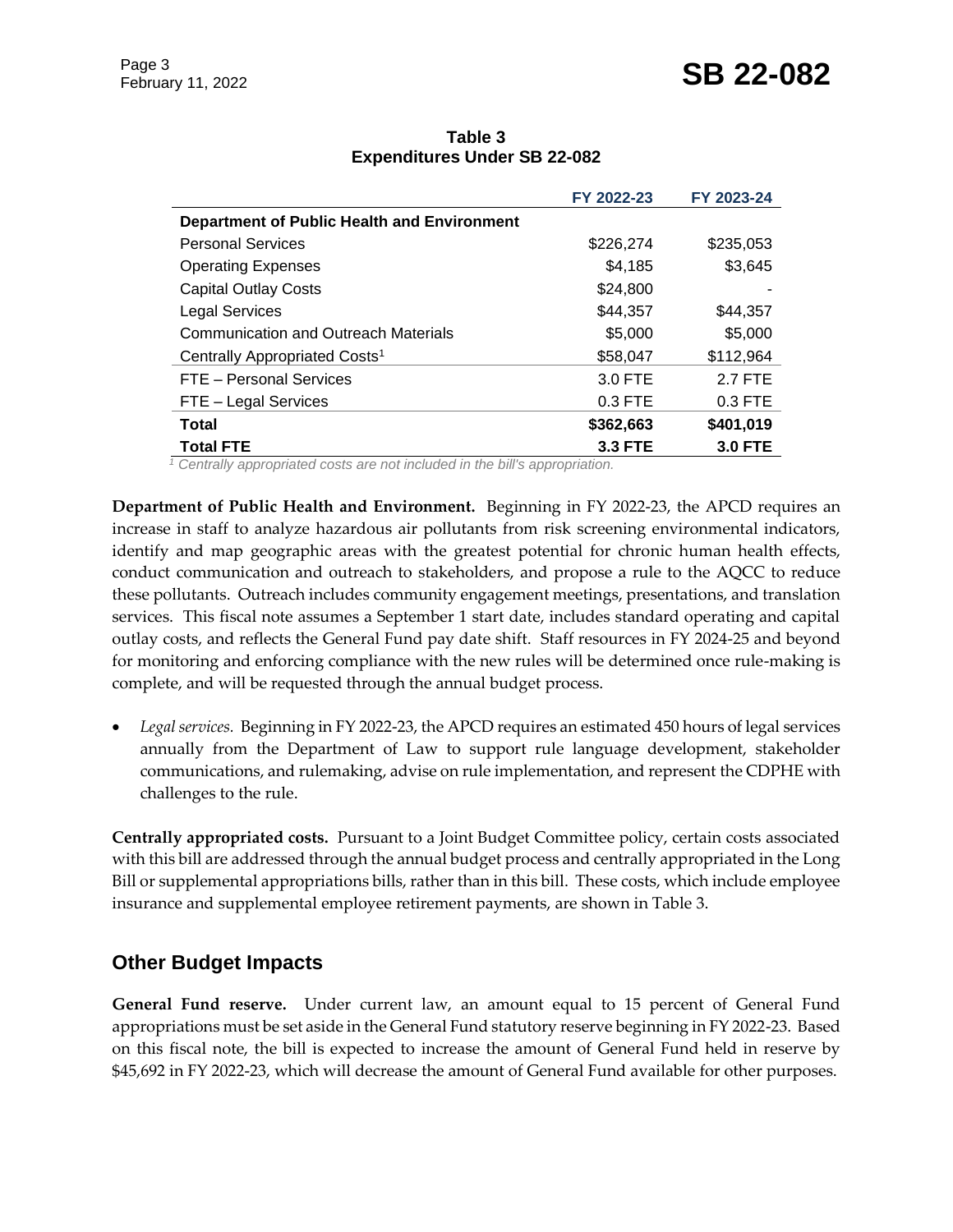**Table 3**
**Expenditures Under SB 22-082**

| | FY 2022-23 | FY 2023-24 |
|---|---|---|
| **Department of Public Health and Environment** | | |
| Personal Services | $226,274 | $235,053 |
| Operating Expenses | $4,185 | $3,645 |
| Capital Outlay Costs | $24,800 | - |
| Legal Services | $44,357 | $44,357 |
| Communication and Outreach Materials | $5,000 | $5,000 |
| Centrally Appropriated Costs[1] | $58,047 | $112,964 |
| FTE – Personal Services | 3.0 FTE | 2.7 FTE |
| FTE – Legal Services | 0.3 FTE | 0.3 FTE |
| **Total** | **$362,663** | **$401,019** |
| **Total FTE** | **3.3 FTE** | **3.0 FTE** |

[1] *Centrally appropriated costs are not included in the bill's appropriation.*

**Department of Public Health and Environment.** Beginning in FY 2022-23, the APCD requires an increase in staff to analyze hazardous air pollutants from risk screening environmental indicators, identify and map geographic areas with the greatest potential for chronic human health effects, conduct communication and outreach to stakeholders, and propose a rule to the AQCC to reduce these pollutants. Outreach includes community engagement meetings, presentations, and translation services. This fiscal note assumes a September 1 start date, includes standard operating and capital outlay costs, and reflects the General Fund pay date shift. Staff resources in FY 2024-25 and beyond for monitoring and enforcing compliance with the new rules will be determined once rule-making is complete, and will be requested through the annual budget process.

- *Legal services.* Beginning in FY 2022-23, the APCD requires an estimated 450 hours of legal services annually from the Department of Law to support rule language development, stakeholder communications, and rulemaking, advise on rule implementation, and represent the CDPHE with challenges to the rule.

**Centrally appropriated costs.** Pursuant to a Joint Budget Committee policy, certain costs associated with this bill are addressed through the annual budget process and centrally appropriated in the Long Bill or supplemental appropriations bills, rather than in this bill. These costs, which include employee insurance and supplemental employee retirement payments, are shown in Table 3.

## Other Budget Impacts

**General Fund reserve.** Under current law, an amount equal to 15 percent of General Fund appropriations must be set aside in the General Fund statutory reserve beginning in FY 2022-23. Based on this fiscal note, the bill is expected to increase the amount of General Fund held in reserve by $45,692 in FY 2022-23, which will decrease the amount of General Fund available for other purposes.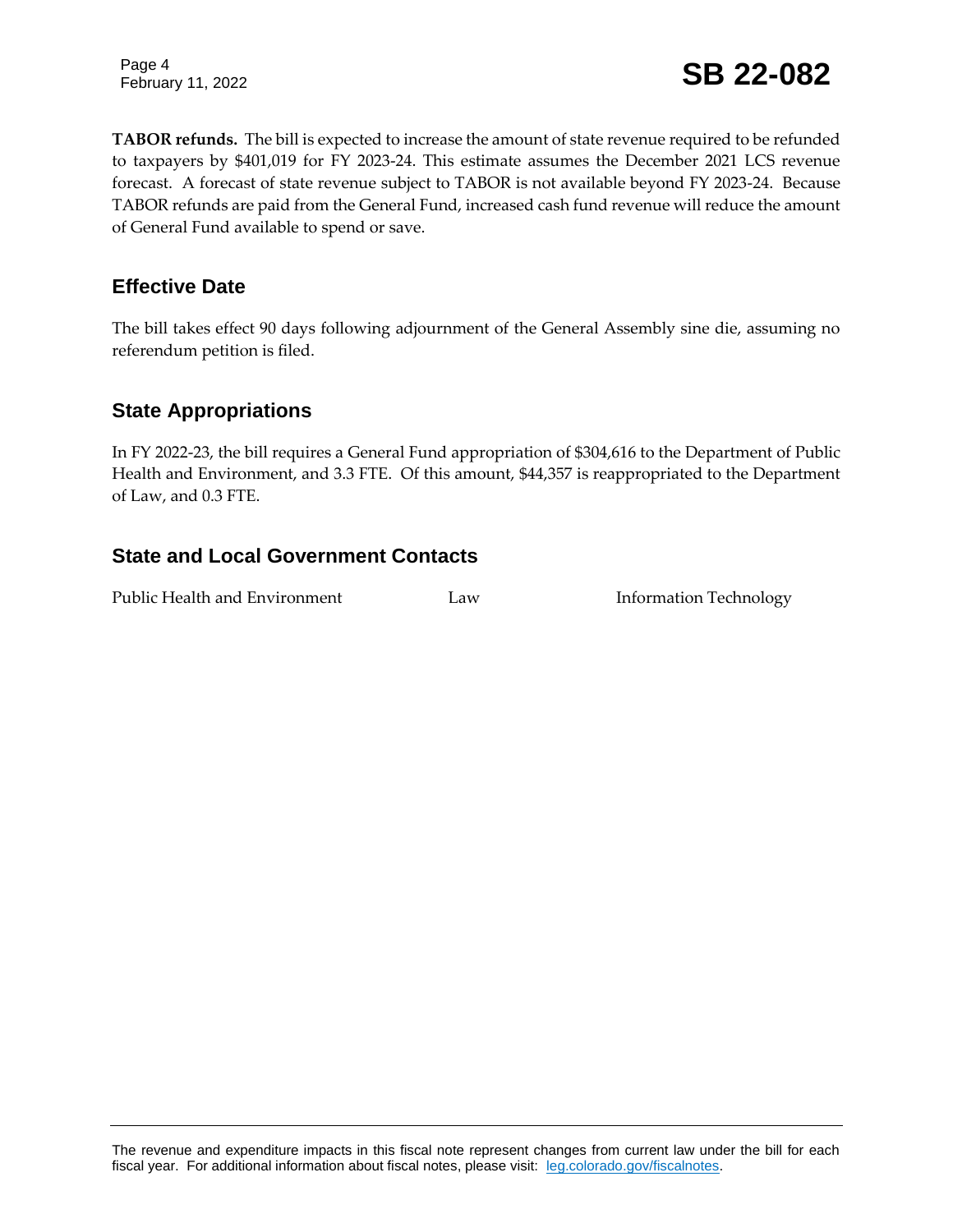**TABOR refunds.** The bill is expected to increase the amount of state revenue required to be refunded to taxpayers by $401,019 for FY 2023-24. This estimate assumes the December 2021 LCS revenue forecast. A forecast of state revenue subject to TABOR is not available beyond FY 2023-24. Because TABOR refunds are paid from the General Fund, increased cash fund revenue will reduce the amount of General Fund available to spend or save.

## Effective Date

The bill takes effect 90 days following adjournment of the General Assembly sine die, assuming no referendum petition is filed.

## State Appropriations

In FY 2022-23, the bill requires a General Fund appropriation of $304,616 to the Department of Public Health and Environment, and 3.3 FTE. Of this amount, $44,357 is reappropriated to the Department of Law, and 0.3 FTE.

## State and Local Government Contacts

Public Health and Environment

Law

Information Technology

The revenue and expenditure impacts in this fiscal note represent changes from current law under the bill for each fiscal year. For additional information about fiscal notes, please visit: leg.colorado.gov/fiscalnotes.